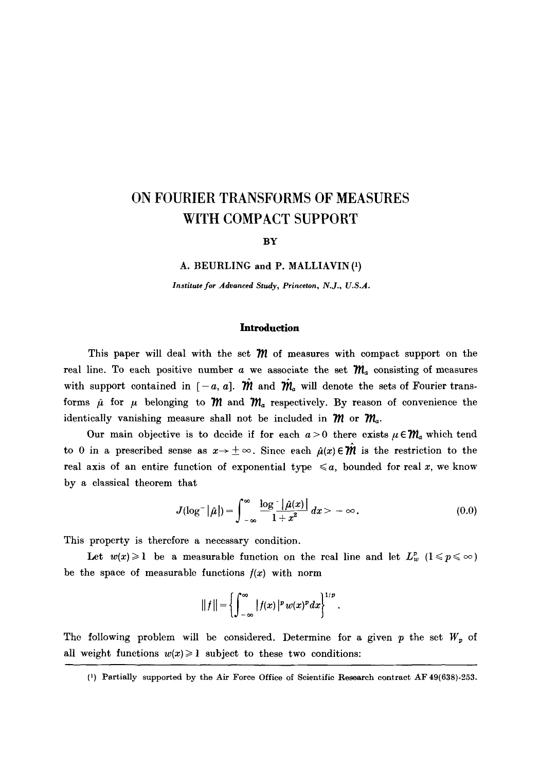# ON FOURIER TRANSFORMS OF MEASURES WITH COMPACT SUPPORT

BY

A. BEURLING and P. MALLIAVIN [1]

*Institute for Advanced Study, Princeton, N.J., U.S.A.*

## Introduction

This paper will deal with the set $\mathfrak{M}$ of measures with compact support on the real line. To each positive number $a$ we associate the set $\mathfrak{M}_a$ consisting of measures with support contained in $[-a, a]$. $\hat{\mathfrak{M}}$ and $\hat{\mathfrak{M}}_a$ will denote the sets of Fourier transforms $\hat{\mu}$ for $\mu$ belonging to $\mathfrak{M}$ and $\mathfrak{M}_a$ respectively. By reason of convenience the identically vanishing measure shall not be included in $\mathfrak{M}$ or $\mathfrak{M}_a$.

Our main objective is to decide if for each $a > 0$ there exists $\mu \in \mathfrak{M}_a$ which tend to 0 in a prescribed sense as $x \to \pm\infty$. Since each $\hat{\mu}(x) \in \hat{\mathfrak{M}}$ is the restriction to the real axis of an entire function of exponential type $\leqslant a$, bounded for real $x$, we know by a classical theorem that

$$J(\log^{-}|\hat{\mu}|) = \int_{-\infty}^{\infty} \frac{\log^{-}|\hat{\mu}(x)|}{1+x^2}\,dx > -\infty. \tag{0.0}$$

This property is therefore a necessary condition.

Let $w(x) \geqslant 1$ be a measurable function on the real line and let $L_w^p$ $(1 \leqslant p \leqslant \infty)$ be the space of measurable functions $f(x)$ with norm

$$\|f\| = \left\{\int_{-\infty}^{\infty} |f(x)|^p w(x)^p dx\right\}^{1/p}.$$

The following problem will be considered. Determine for a given $p$ the set $W_p$ of all weight functions $w(x) \geqslant 1$ subject to these two conditions:

---

[1] Partially supported by the Air Force Office of Scientific Research contract AF 49(638)-253.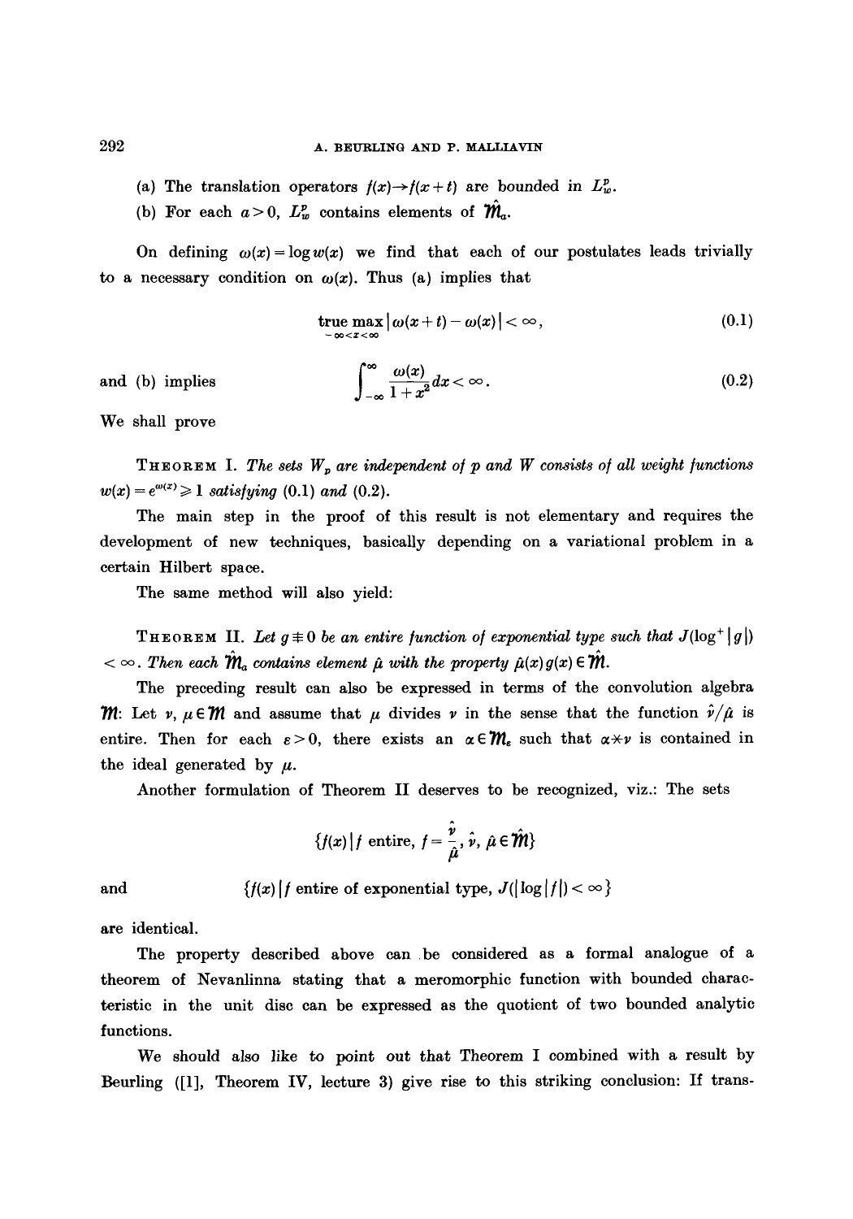(a) The translation operators $f(x) \to f(x+t)$ are bounded in $L^p_w$.

(b) For each $a > 0$, $L^p_w$ contains elements of $\hat{\mathfrak{M}}_a$.

On defining $\omega(x) = \log w(x)$ we find that each of our postulates leads trivially to a necessary condition on $\omega(x)$. Thus (a) implies that

$$\operatorname*{true\,max}_{-\infty < x < \infty} |\omega(x+t) - \omega(x)| < \infty, \tag{0.1}$$

and (b) implies

$$\int_{-\infty}^{\infty} \frac{\omega(x)}{1+x^2} dx < \infty. \tag{0.2}$$

We shall prove

THEOREM I. *The sets $W_p$ are independent of $p$ and $W$ consists of all weight functions $w(x) = e^{\omega(x)} \geqslant 1$ satisfying* (0.1) *and* (0.2).

The main step in the proof of this result is not elementary and requires the development of new techniques, basically depending on a variational problem in a certain Hilbert space.

The same method will also yield:

THEOREM II. *Let $g \not\equiv 0$ be an entire function of exponential type such that $J(\log^+ |g|) < \infty$. Then each $\hat{\mathfrak{M}}_a$ contains element $\hat{\mu}$ with the property $\hat{\mu}(x) g(x) \in \hat{\mathfrak{M}}$.*

The preceding result can also be expressed in terms of the convolution algebra $\mathfrak{M}$: Let $\nu, \mu \in \mathfrak{M}$ and assume that $\mu$ divides $\nu$ in the sense that the function $\hat{\nu}/\hat{\mu}$ is entire. Then for each $\varepsilon > 0$, there exists an $\alpha \in \mathfrak{M}_\varepsilon$ such that $\alpha \ast \nu$ is contained in the ideal generated by $\mu$.

Another formulation of Theorem II deserves to be recognized, viz.: The sets

$$\{f(x) \,|\, f \text{ entire}, \, f = \frac{\hat{\nu}}{\hat{\mu}}, \, \hat{\nu}, \, \hat{\mu} \in \hat{\mathfrak{M}}\}$$

and

$$\{f(x) \,|\, f \text{ entire of exponential type}, \, J(|\log|f||) < \infty\}$$

are identical.

The property described above can be considered as a formal analogue of a theorem of Nevanlinna stating that a meromorphic function with bounded characteristic in the unit disc can be expressed as the quotient of two bounded analytic functions.

We should also like to point out that Theorem I combined with a result by Beurling ([1], Theorem IV, lecture 3) give rise to this striking conclusion: If trans-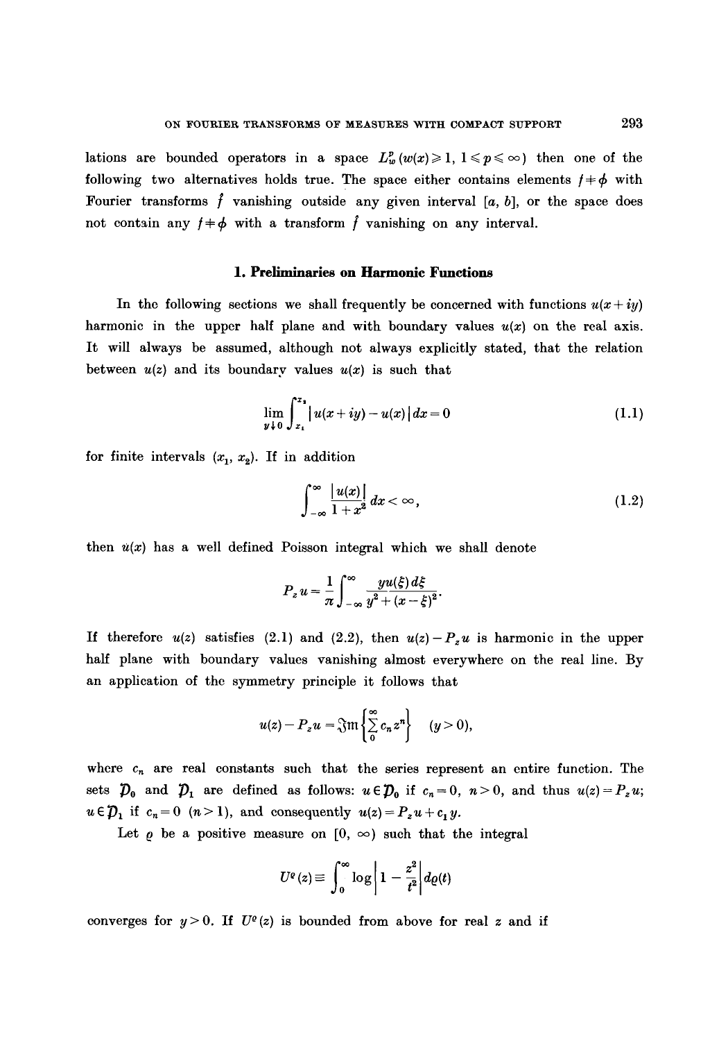lations are bounded operators in a space $L_w^p(w(x) \geqslant 1, 1 \leqslant p \leqslant \infty)$ then one of the following two alternatives holds true. The space either contains elements $f \neq \phi$ with Fourier transforms $\hat{f}$ vanishing outside any given interval $[a, b]$, or the space does not contain any $f \neq \phi$ with a transform $\hat{f}$ vanishing on any interval.

## 1. Preliminaries on Harmonic Functions

In the following sections we shall frequently be concerned with functions $u(x+iy)$ harmonic in the upper half plane and with boundary values $u(x)$ on the real axis. It will always be assumed, although not always explicitly stated, that the relation between $u(z)$ and its boundary values $u(x)$ is such that

$$\lim_{y \downarrow 0} \int_{x_1}^{x_2} |u(x+iy) - u(x)| \, dx = 0 \tag{1.1}$$

for finite intervals $(x_1, x_2)$. If in addition

$$\int_{-\infty}^{\infty} \frac{|u(x)|}{1+x^2} \, dx < \infty, \tag{1.2}$$

then $u(x)$ has a well defined Poisson integral which we shall denote

$$P_z u = \frac{1}{\pi} \int_{-\infty}^{\infty} \frac{y u(\xi) \, d\xi}{y^2 + (x-\xi)^2}.$$

If therefore $u(z)$ satisfies (2.1) and (2.2), then $u(z) - P_z u$ is harmonic in the upper half plane with boundary values vanishing almost everywhere on the real line. By an application of the symmetry principle it follows that

$$u(z) - P_z u = \mathfrak{Im}\left\{\sum_0^\infty c_n z^n\right\} \quad (y > 0),$$

where $c_n$ are real constants such that the series represent an entire function. The sets $\mathcal{D}_0$ and $\mathcal{D}_1$ are defined as follows: $u \in \mathcal{D}_0$ if $c_n = 0$, $n > 0$, and thus $u(z) = P_z u$; $u \in \mathcal{D}_1$ if $c_n = 0$ $(n > 1)$, and consequently $u(z) = P_z u + c_1 y$.

Let $\varrho$ be a positive measure on $[0, \infty)$ such that the integral

$$U^\varrho(z) \equiv \int_0^\infty \log\left|1 - \frac{z^2}{t^2}\right| d\varrho(t)$$

converges for $y > 0$. If $U^\varrho(z)$ is bounded from above for real $z$ and if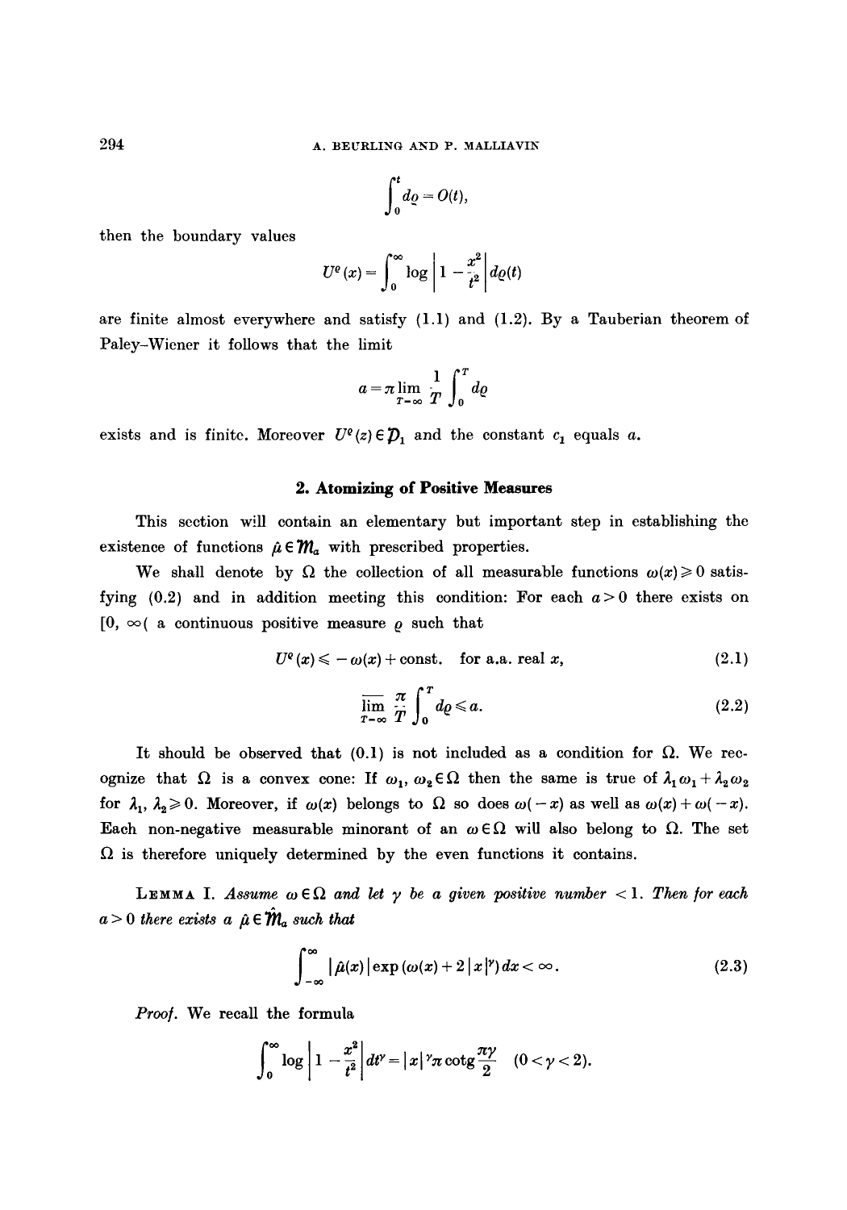$$\int_0^t d\varrho = O(t),$$

then the boundary values

$$U^\varrho(x) = \int_0^\infty \log\left|1 - \frac{x^2}{t^2}\right| d\varrho(t)$$

are finite almost everywhere and satisfy (1.1) and (1.2). By a Tauberian theorem of Paley–Wiener it follows that the limit

$$a = \pi \lim_{T\to\infty} \frac{1}{T}\int_0^T d\varrho$$

exists and is finite. Moreover $U^\varrho(z) \in \mathcal{D}_1$ and the constant $c_1$ equals $a$.

## 2. Atomizing of Positive Measures

This section will contain an elementary but important step in establishing the existence of functions $\hat{\mu} \in \mathfrak{M}_a$ with prescribed properties.

We shall denote by $\Omega$ the collection of all measurable functions $\omega(x) \geqslant 0$ satisfying (0.2) and in addition meeting this condition: For each $a > 0$ there exists on $[0, \infty($ a continuous positive measure $\varrho$ such that

$$U^\varrho(x) \leqslant -\omega(x) + \text{const.} \quad \text{for a.a. real } x, \tag{2.1}$$

$$\overline{\lim_{T\to\infty}} \frac{\pi}{T}\int_0^T d\varrho \leqslant a. \tag{2.2}$$

It should be observed that (0.1) is not included as a condition for $\Omega$. We recognize that $\Omega$ is a convex cone: If $\omega_1, \omega_2 \in \Omega$ then the same is true of $\lambda_1\omega_1 + \lambda_2\omega_2$ for $\lambda_1, \lambda_2 \geqslant 0$. Moreover, if $\omega(x)$ belongs to $\Omega$ so does $\omega(-x)$ as well as $\omega(x) + \omega(-x)$. Each non-negative measurable minorant of an $\omega \in \Omega$ will also belong to $\Omega$. The set $\Omega$ is therefore uniquely determined by the even functions it contains.

**Lemma I.** *Assume $\omega \in \Omega$ and let $\gamma$ be a given positive number $< 1$. Then for each $a > 0$ there exists a $\hat{\mu} \in \mathfrak{M}_a$ such that*

$$\int_{-\infty}^{\infty} |\hat{\mu}(x)| \exp(\omega(x) + 2|x|^\gamma)\, dx < \infty. \tag{2.3}$$

*Proof.* We recall the formula

$$\int_0^\infty \log\left|1 - \frac{x^2}{t^2}\right| dt^\gamma = |x|^\gamma \pi \operatorname{cotg}\frac{\pi\gamma}{2} \quad (0 < \gamma < 2).$$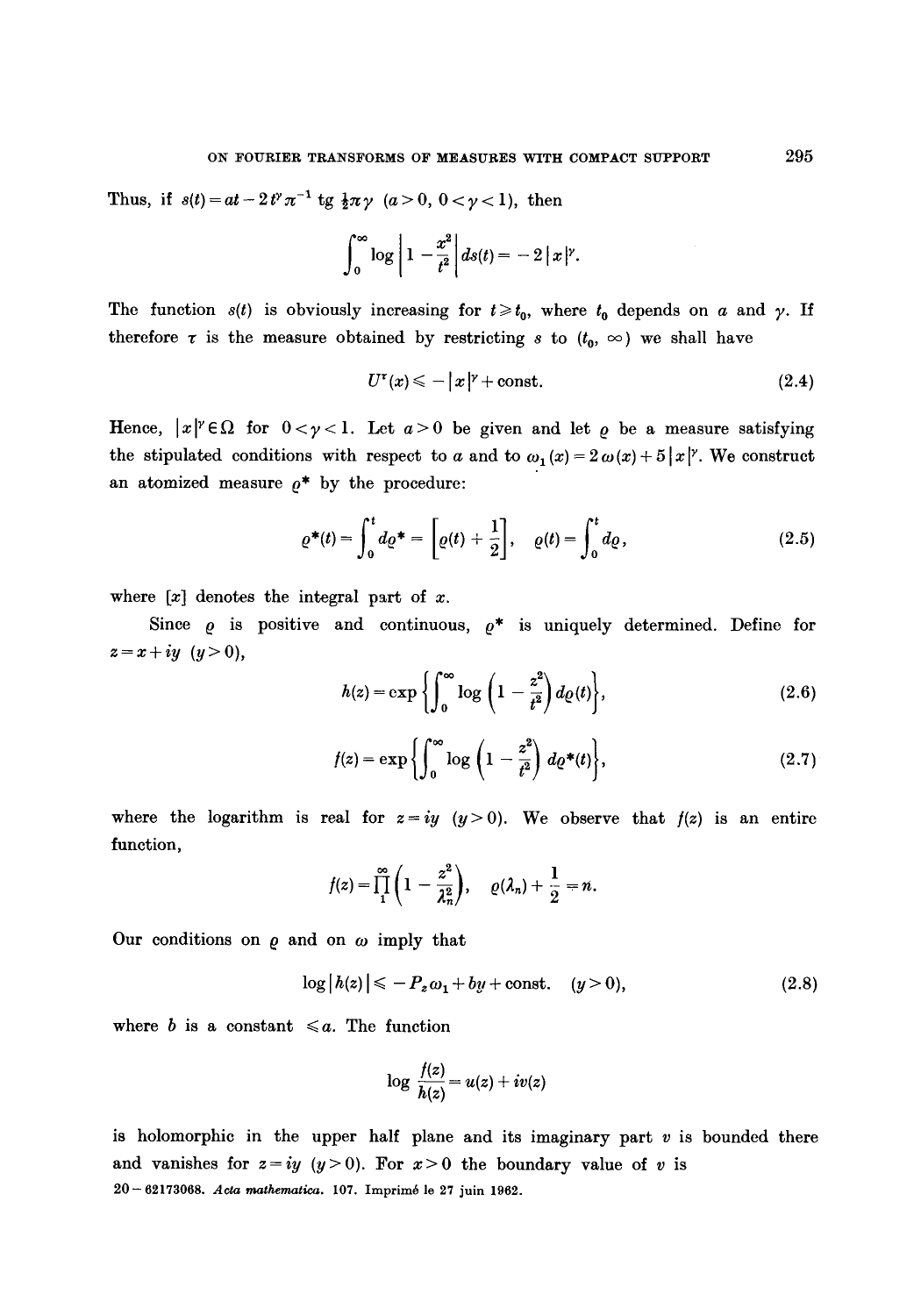Thus, if $s(t) = at - 2t^\gamma \pi^{-1} \operatorname{tg} \frac{1}{2}\pi\gamma$ $(a > 0,\ 0 < \gamma < 1)$, then

$$\int_0^\infty \log \left|1 - \frac{x^2}{t^2}\right| ds(t) = -2|x|^\gamma.$$

The function $s(t)$ is obviously increasing for $t \geqslant t_0$, where $t_0$ depends on $a$ and $\gamma$. If therefore $\tau$ is the measure obtained by restricting $s$ to $(t_0, \infty)$ we shall have

$$U^\tau(x) \leqslant -|x|^\gamma + \text{const.} \tag{2.4}$$

Hence, $|x|^\gamma \in \Omega$ for $0 < \gamma < 1$. Let $a > 0$ be given and let $\varrho$ be a measure satisfying the stipulated conditions with respect to $a$ and to $\omega_1(x) = 2\omega(x) + 5|x|^\gamma$. We construct an atomized measure $\varrho^*$ by the procedure:

$$\varrho^*(t) = \int_0^t d\varrho^* = \left[\varrho(t) + \frac{1}{2}\right], \quad \varrho(t) = \int_0^t d\varrho, \tag{2.5}$$

where $[x]$ denotes the integral part of $x$.

Since $\varrho$ is positive and continuous, $\varrho^*$ is uniquely determined. Define for $z = x + iy$ $(y > 0)$,

$$h(z) = \exp\left\{\int_0^\infty \log\left(1 - \frac{z^2}{t^2}\right) d\varrho(t)\right\}, \tag{2.6}$$

$$f(z) = \exp\left\{\int_0^\infty \log\left(1 - \frac{z^2}{t^2}\right) d\varrho^*(t)\right\}, \tag{2.7}$$

where the logarithm is real for $z = iy$ $(y > 0)$. We observe that $f(z)$ is an entire function,

$$f(z) = \prod_1^\infty \left(1 - \frac{z^2}{\lambda_n^2}\right), \quad \varrho(\lambda_n) + \frac{1}{2} = n.$$

Our conditions on $\varrho$ and on $\omega$ imply that

$$\log|h(z)| \leqslant -P_z\omega_1 + by + \text{const.} \quad (y > 0), \tag{2.8}$$

where $b$ is a constant $\leqslant a$. The function

$$\log \frac{f(z)}{h(z)} = u(z) + iv(z)$$

is holomorphic in the upper half plane and its imaginary part $v$ is bounded there and vanishes for $z = iy$ $(y > 0)$. For $x > 0$ the boundary value of $v$ is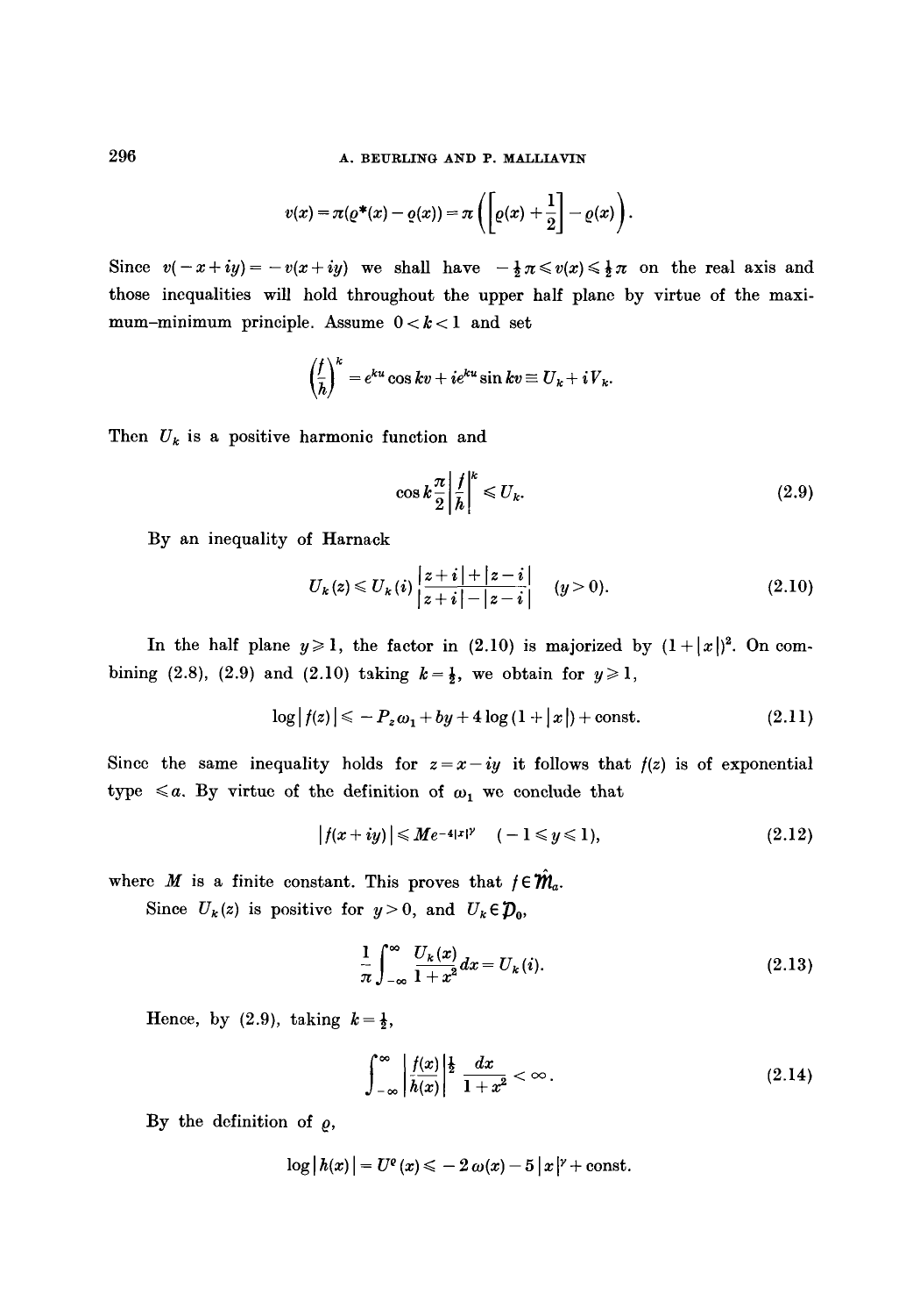$$v(x) = \pi(\varrho^*(x) - \underline{\varrho}(x)) = \pi\left(\left[\varrho(x) + \frac{1}{2}\right] - \underline{\varrho}(x)\right).$$

Since $v(-x+iy) = -v(x+iy)$ we shall have $-\frac{1}{2}\pi \leqslant v(x) \leqslant \frac{1}{2}\pi$ on the real axis and those inequalities will hold throughout the upper half plane by virtue of the maximum–minimum principle. Assume $0 < k < 1$ and set

$$\left(\frac{f}{h}\right)^k = e^{ku}\cos kv + ie^{ku}\sin kv \equiv U_k + iV_k.$$

Then $U_k$ is a positive harmonic function and

$$\cos k\frac{\pi}{2}\left|\frac{f}{h}\right|^k \leqslant U_k. \tag{2.9}$$

By an inequality of Harnack

$$U_k(z) \leqslant U_k(i)\,\frac{|z+i|+|z-i|}{|z+i|-|z-i|} \quad (y > 0). \tag{2.10}$$

In the half plane $y \geqslant 1$, the factor in (2.10) is majorized by $(1+|x|)^2$. On combining (2.8), (2.9) and (2.10) taking $k = \frac{1}{2}$, we obtain for $y \geqslant 1$,

$$\log|f(z)| \leqslant -P_z\omega_1 + by + 4\log(1+|x|) + \text{const.} \tag{2.11}$$

Since the same inequality holds for $z = x - iy$ it follows that $f(z)$ is of exponential type $\leqslant a$. By virtue of the definition of $\omega_1$ we conclude that

$$|f(x+iy)| \leqslant Me^{-4|x|^\gamma} \quad (-1 \leqslant y \leqslant 1), \tag{2.12}$$

where $M$ is a finite constant. This proves that $f \in \hat{\mathfrak{M}}_a$.

Since $U_k(z)$ is positive for $y > 0$, and $U_k \in \mathfrak{D}_0$,

$$\frac{1}{\pi}\int_{-\infty}^{\infty}\frac{U_k(x)}{1+x^2}\,dx = U_k(i). \tag{2.13}$$

Hence, by (2.9), taking $k = \frac{1}{2}$,

$$\int_{-\infty}^{\infty}\left|\frac{f(x)}{h(x)}\right|^{\frac{1}{2}}\frac{dx}{1+x^2} < \infty. \tag{2.14}$$

By the definition of $\varrho$,

$$\log|h(x)| = U^\varrho(x) \leqslant -2\,\omega(x) - 5\,|x|^\gamma + \text{const.}$$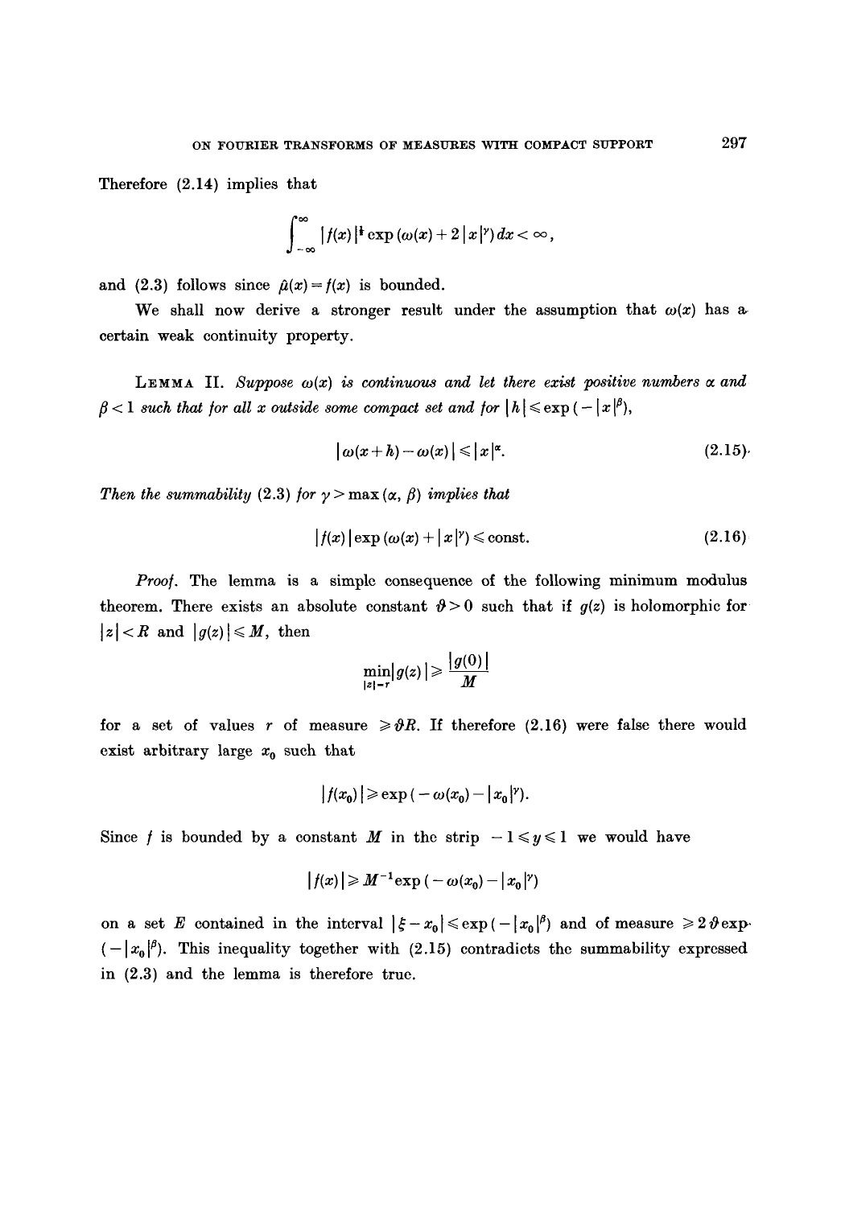Therefore (2.14) implies that

$$\int_{-\infty}^{\infty} |f(x)|^{\frac{1}{2}} \exp(\omega(x) + 2|x|^{\gamma})\,dx < \infty,$$

and (2.3) follows since $\hat{\mu}(x) = f(x)$ is bounded.

We shall now derive a stronger result under the assumption that $\omega(x)$ has a certain weak continuity property.

LEMMA II. *Suppose $\omega(x)$ is continuous and let there exist positive numbers $\alpha$ and $\beta < 1$ such that for all $x$ outside some compact set and for $|h| \leqslant \exp(-|x|^{\beta})$,*

$$|\omega(x+h) - \omega(x)| \leqslant |x|^{\alpha}. \tag{2.15}$$

*Then the summability (2.3) for $\gamma > \max(\alpha, \beta)$ implies that*

$$|f(x)| \exp(\omega(x) + |x|^{\gamma}) \leqslant \text{const.} \tag{2.16}$$

*Proof.* The lemma is a simple consequence of the following minimum modulus theorem. There exists an absolute constant $\vartheta > 0$ such that if $g(z)$ is holomorphic for $|z| < R$ and $|g(z)| \leqslant M$, then

$$\min_{|z|=r} |g(z)| \geqslant \frac{|g(0)|}{M}$$

for a set of values $r$ of measure $\geqslant \vartheta R$. If therefore (2.16) were false there would exist arbitrary large $x_0$ such that

$$|f(x_0)| \geqslant \exp(-\omega(x_0) - |x_0|^{\gamma}).$$

Since $f$ is bounded by a constant $M$ in the strip $-1 \leqslant y \leqslant 1$ we would have

$$|f(x)| \geqslant M^{-1} \exp(-\omega(x_0) - |x_0|^{\gamma})$$

on a set $E$ contained in the interval $|\xi - x_0| \leqslant \exp(-|x_0|^{\beta})$ and of measure $\geqslant 2\vartheta \exp(-|x_0|^{\beta})$. This inequality together with (2.15) contradicts the summability expressed in (2.3) and the lemma is therefore true.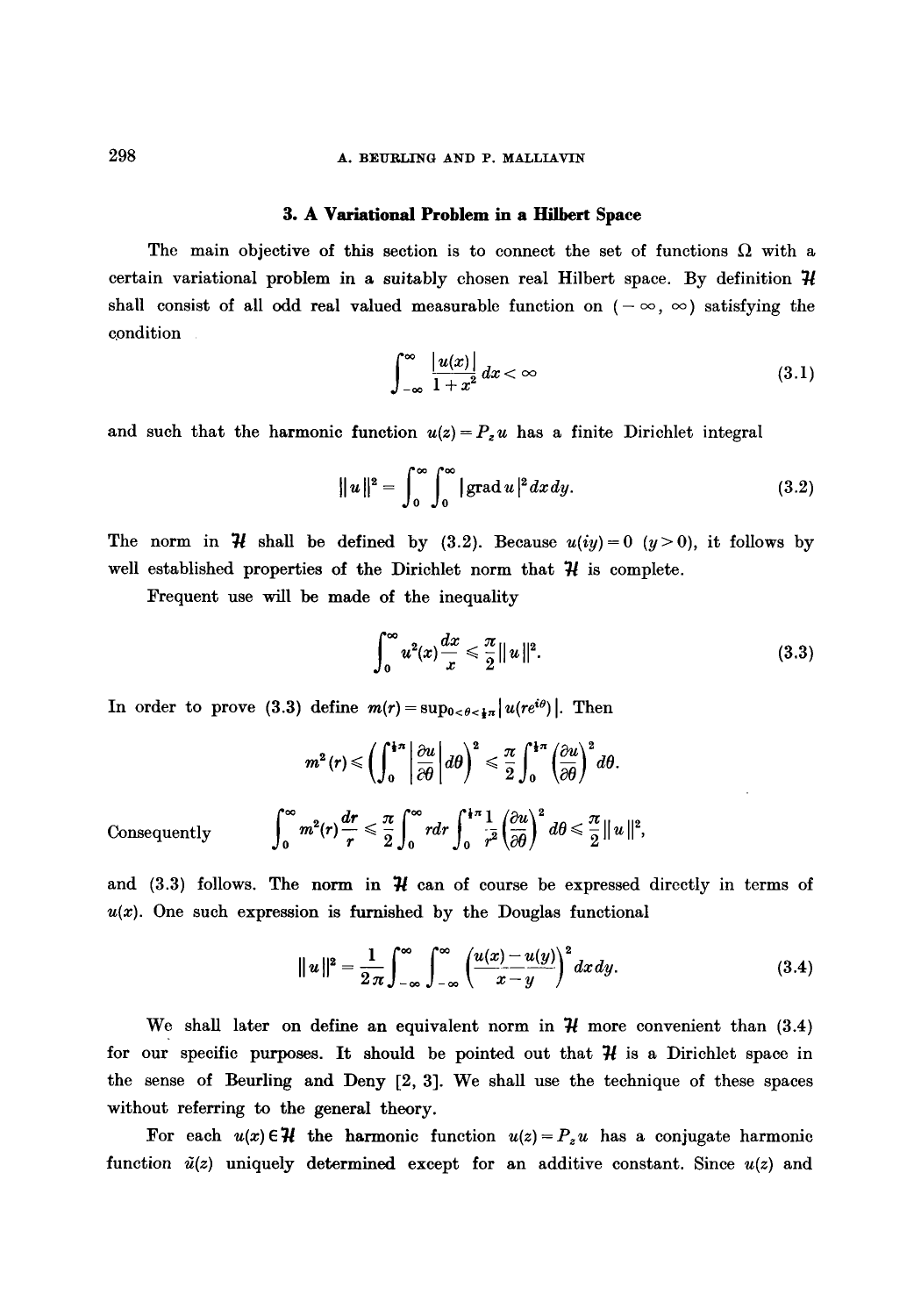## 3. A Variational Problem in a Hilbert Space

The main objective of this section is to connect the set of functions $\Omega$ with a certain variational problem in a suitably chosen real Hilbert space. By definition $\mathcal{H}$ shall consist of all odd real valued measurable function on $(-\infty, \infty)$ satisfying the condition

$$\int_{-\infty}^{\infty} \frac{|u(x)|}{1+x^2}\, dx < \infty \tag{3.1}$$

and such that the harmonic function $u(z) = P_z u$ has a finite Dirichlet integral

$$\|u\|^2 = \int_0^{\infty}\int_0^{\infty} |\operatorname{grad} u|^2\, dx\, dy. \tag{3.2}$$

The norm in $\mathcal{H}$ shall be defined by (3.2). Because $u(iy) = 0$ $(y > 0)$, it follows by well established properties of the Dirichlet norm that $\mathcal{H}$ is complete.

Frequent use will be made of the inequality

$$\int_0^{\infty} u^2(x)\frac{dx}{x} \leqslant \frac{\pi}{2}\|u\|^2. \tag{3.3}$$

In order to prove (3.3) define $m(r) = \sup_{0<\theta<\frac{1}{2}\pi} |u(re^{i\theta})|$. Then

$$m^2(r) \leqslant \left(\int_0^{\frac{1}{2}\pi}\left|\frac{\partial u}{\partial \theta}\right| d\theta\right)^2 \leqslant \frac{\pi}{2}\int_0^{\frac{1}{2}\pi}\left(\frac{\partial u}{\partial \theta}\right)^2 d\theta.$$

Consequently
$$\int_0^{\infty} m^2(r)\frac{dr}{r} \leqslant \frac{\pi}{2}\int_0^{\infty} r\,dr \int_0^{\frac{1}{2}\pi}\frac{1}{r^2}\left(\frac{\partial u}{\partial \theta}\right)^2 d\theta \leqslant \frac{\pi}{2}\|u\|^2,$$

and (3.3) follows. The norm in $\mathcal{H}$ can of course be expressed directly in terms of $u(x)$. One such expression is furnished by the Douglas functional

$$\|u\|^2 = \frac{1}{2\pi}\int_{-\infty}^{\infty}\int_{-\infty}^{\infty}\left(\frac{u(x)-u(y)}{x-y}\right)^2 dx\, dy. \tag{3.4}$$

We shall later on define an equivalent norm in $\mathcal{H}$ more convenient than (3.4) for our specific purposes. It should be pointed out that $\mathcal{H}$ is a Dirichlet space in the sense of Beurling and Deny [2, 3]. We shall use the technique of these spaces without referring to the general theory.

For each $u(x) \in \mathcal{H}$ the harmonic function $u(z) = P_z u$ has a conjugate harmonic function $\tilde{u}(z)$ uniquely determined except for an additive constant. Since $u(z)$ and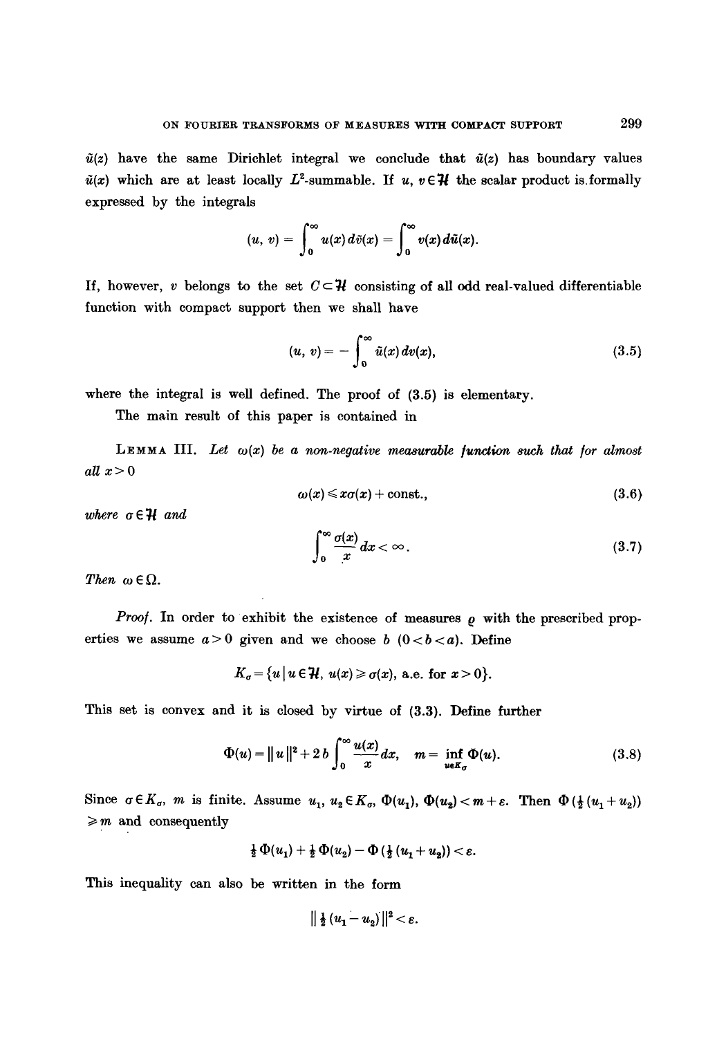$\tilde{u}(z)$ have the same Dirichlet integral we conclude that $\tilde{u}(z)$ has boundary values $\tilde{u}(x)$ which are at least locally $L^2$-summable. If $u, v \in \mathcal{H}$ the scalar product is formally expressed by the integrals

$$(u, v) = \int_0^\infty u(x)\, d\tilde{v}(x) = \int_0^\infty v(x)\, d\tilde{u}(x).$$

If, however, $v$ belongs to the set $C \subset \mathcal{H}$ consisting of all odd real-valued differentiable function with compact support then we shall have

$$(u, v) = -\int_0^\infty \tilde{u}(x)\, dv(x), \tag{3.5}$$

where the integral is well defined. The proof of (3.5) is elementary.

The main result of this paper is contained in

LEMMA III. *Let $\omega(x)$ be a non-negative measurable function such that for almost all $x > 0$*

$$\omega(x) \leqslant x\sigma(x) + \text{const.}, \tag{3.6}$$

*where $\sigma \in \mathcal{H}$ and*

$$\int_0^\infty \frac{\sigma(x)}{x}\, dx < \infty. \tag{3.7}$$

*Then $\omega \in \Omega$.*

*Proof.* In order to exhibit the existence of measures $\varrho$ with the prescribed properties we assume $a > 0$ given and we choose $b$ $(0 < b < a)$. Define

$$K_\sigma = \{u \mid u \in \mathcal{H},\ u(x) \geqslant \sigma(x), \text{ a.e. for } x > 0\}.$$

This set is convex and it is closed by virtue of (3.3). Define further

$$\Phi(u) = \|u\|^2 + 2b \int_0^\infty \frac{u(x)}{x}\, dx, \quad m = \inf_{u \in K_\sigma} \Phi(u). \tag{3.8}$$

Since $\sigma \in K_\sigma$, $m$ is finite. Assume $u_1, u_2 \in K_\sigma$, $\Phi(u_1), \Phi(u_2) < m + \varepsilon$. Then $\Phi(\tfrac{1}{2}(u_1 + u_2)) \geqslant m$ and consequently

$$\tfrac{1}{2}\Phi(u_1) + \tfrac{1}{2}\Phi(u_2) - \Phi(\tfrac{1}{2}(u_1 + u_2)) < \varepsilon.$$

This inequality can also be written in the form

$$\|\tfrac{1}{2}(u_1 - u_2)\|^2 < \varepsilon.$$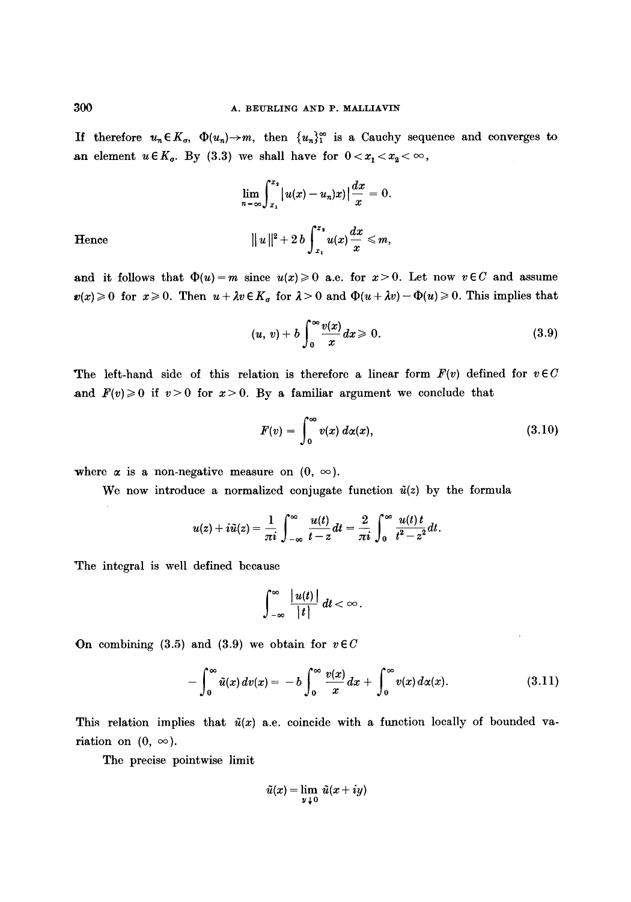If therefore $u_n \in K_\sigma$, $\Phi(u_n) \to m$, then $\{u_n\}_1^\infty$ is a Cauchy sequence and converges to an element $u \in K_\sigma$. By (3.3) we shall have for $0 < x_1 < x_2 < \infty$,

$$\lim_{n\to\infty} \int_{x_1}^{x_2} |u(x) - u_n)x)| \frac{dx}{x} = 0.$$

Hence

$$\| u \|^2 + 2b \int_{x_1}^{x_2} u(x) \frac{dx}{x} \leqslant m,$$

and it follows that $\Phi(u) = m$ since $u(x) \geqslant 0$ a.e. for $x > 0$. Let now $v \in C$ and assume $v(x) \geqslant 0$ for $x \geqslant 0$. Then $u + \lambda v \in K_\sigma$ for $\lambda > 0$ and $\Phi(u + \lambda v) - \Phi(u) \geqslant 0$. This implies that

$$(u, v) + b \int_0^\infty \frac{v(x)}{x} dx \geqslant 0. \tag{3.9}$$

The left-hand side of this relation is therefore a linear form $F(v)$ defined for $v \in C$ and $F(v) \geqslant 0$ if $v > 0$ for $x > 0$. By a familiar argument we conclude that

$$F(v) = \int_0^\infty v(x)\, d\alpha(x), \tag{3.10}$$

where $\alpha$ is a non-negative measure on $(0, \infty)$.

We now introduce a normalized conjugate function $\tilde{u}(z)$ by the formula

$$u(z) + i\tilde{u}(z) = \frac{1}{\pi i} \int_{-\infty}^\infty \frac{u(t)}{t - z} dt = \frac{2}{\pi i} \int_0^\infty \frac{u(t)\, t}{t^2 - z^2} dt.$$

The integral is well defined because

$$\int_{-\infty}^\infty \frac{|u(t)|}{|t|} dt < \infty.$$

On combining (3.5) and (3.9) we obtain for $v \in C$

$$-\int_0^\infty \tilde{u}(x)\, dv(x) = -b \int_0^\infty \frac{v(x)}{x} dx + \int_0^\infty v(x)\, d\alpha(x). \tag{3.11}$$

This relation implies that $\tilde{u}(x)$ a.e. coincide with a function locally of bounded variation on $(0, \infty)$.

The precise pointwise limit

$$\tilde{u}(x) = \lim_{y \downarrow 0} \tilde{u}(x + iy)$$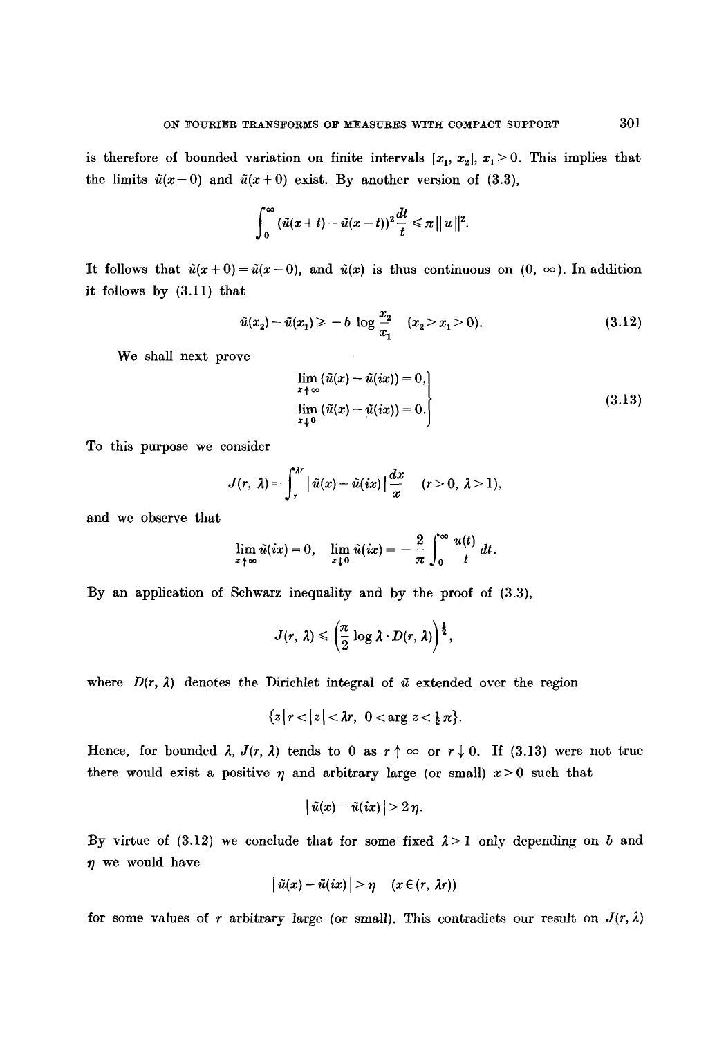is therefore of bounded variation on finite intervals $[x_1, x_2]$, $x_1 > 0$. This implies that the limits $\tilde{u}(x-0)$ and $\tilde{u}(x+0)$ exist. By another version of (3.3),

$$\int_0^\infty (\tilde{u}(x+t) - \tilde{u}(x-t))^2 \frac{dt}{t} \leqslant \pi \| u \|^2.$$

It follows that $\tilde{u}(x+0) = \tilde{u}(x-0)$, and $\tilde{u}(x)$ is thus continuous on $(0, \infty)$. In addition it follows by (3.11) that

$$\tilde{u}(x_2) - \tilde{u}(x_1) \geqslant -b \log \frac{x_2}{x_1} \quad (x_2 > x_1 > 0). \tag{3.12}$$

We shall next prove

$$\left.\begin{aligned} &\lim_{x \uparrow \infty} (\tilde{u}(x) - \tilde{u}(ix)) = 0, \\ &\lim_{x \downarrow 0} (\tilde{u}(x) - \tilde{u}(ix)) = 0. \end{aligned}\right\} \tag{3.13}$$

To this purpose we consider

$$J(r, \lambda) = \int_r^{\lambda r} |\tilde{u}(x) - \tilde{u}(ix)| \frac{dx}{x} \quad (r > 0, \lambda > 1),$$

and we observe that

$$\lim_{x \uparrow \infty} \tilde{u}(ix) = 0, \quad \lim_{x \downarrow 0} \tilde{u}(ix) = -\frac{2}{\pi} \int_0^\infty \frac{u(t)}{t} dt.$$

By an application of Schwarz inequality and by the proof of (3.3),

$$J(r, \lambda) \leqslant \left(\frac{\pi}{2} \log \lambda \cdot D(r, \lambda)\right)^{\frac{1}{2}},$$

where $D(r, \lambda)$ denotes the Dirichlet integral of $\tilde{u}$ extended over the region

$$\{z \mid r < |z| < \lambda r, \ 0 < \arg z < \tfrac{1}{2}\pi\}.$$

Hence, for bounded $\lambda$, $J(r, \lambda)$ tends to 0 as $r \uparrow \infty$ or $r \downarrow 0$. If (3.13) were not true there would exist a positive $\eta$ and arbitrary large (or small) $x > 0$ such that

$$|\tilde{u}(x) - \tilde{u}(ix)| > 2\eta.$$

By virtue of (3.12) we conclude that for some fixed $\lambda > 1$ only depending on $b$ and $\eta$ we would have

$$|\tilde{u}(x) - \tilde{u}(ix)| > \eta \quad (x \in (r, \lambda r))$$

for some values of $r$ arbitrary large (or small). This contradicts our result on $J(r, \lambda)$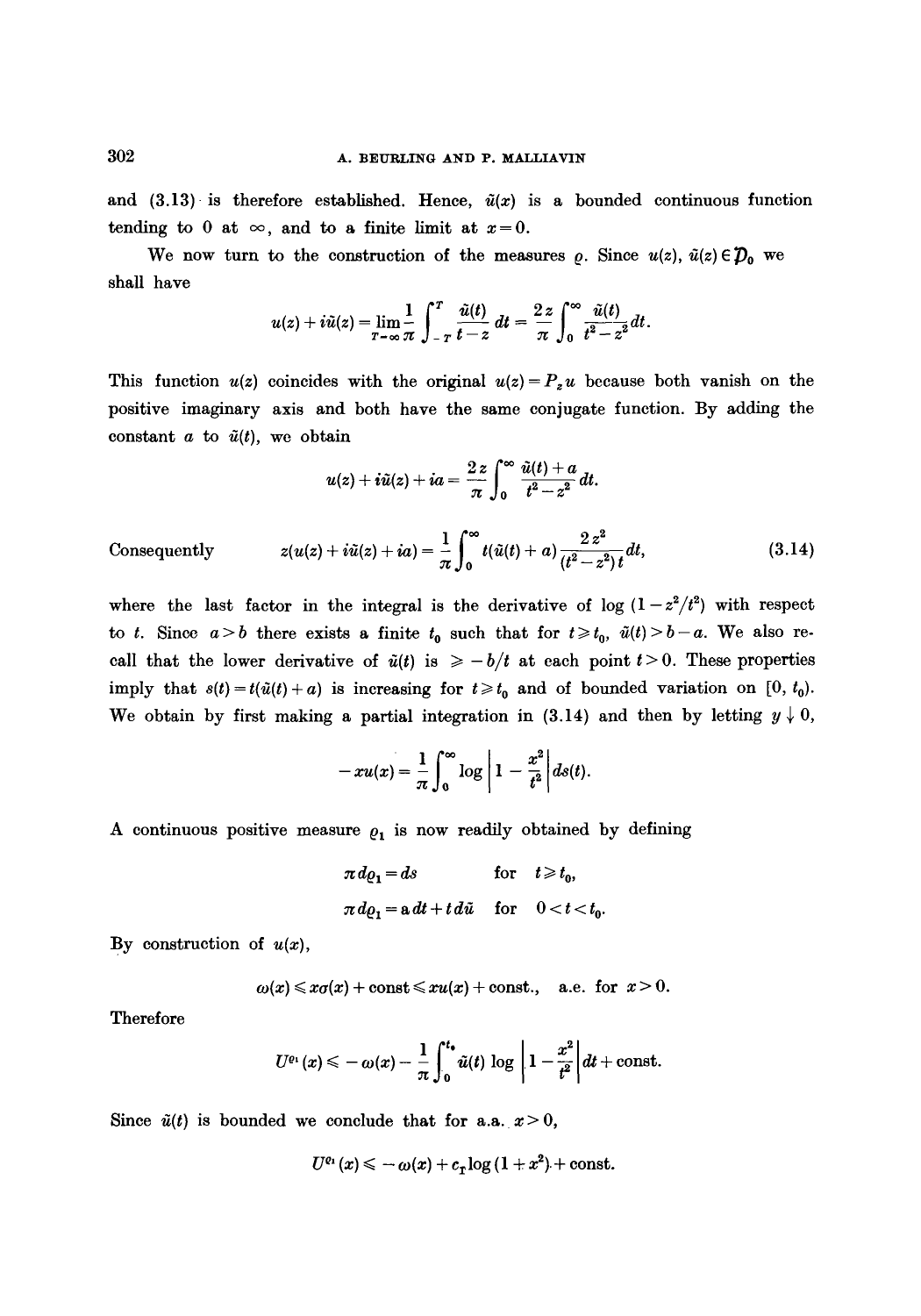and (3.13) is therefore established. Hence, $\tilde{u}(x)$ is a bounded continuous function tending to 0 at $\infty$, and to a finite limit at $x=0$.

We now turn to the construction of the measures $\varrho$. Since $u(z), \tilde{u}(z) \in \mathcal{D}_0$ we shall have

$$u(z) + i\tilde{u}(z) = \lim_{T\to\infty} \frac{1}{\pi} \int_{-T}^{T} \frac{\tilde{u}(t)}{t-z}\,dt = \frac{2z}{\pi}\int_0^\infty \frac{\tilde{u}(t)}{t^2 - z^2}\,dt.$$

This function $u(z)$ coincides with the original $u(z) = P_z u$ because both vanish on the positive imaginary axis and both have the same conjugate function. By adding the constant $a$ to $\tilde{u}(t)$, we obtain

$$u(z) + i\tilde{u}(z) + ia = \frac{2z}{\pi}\int_0^\infty \frac{\tilde{u}(t)+a}{t^2 - z^2}\,dt.$$

Consequently

$$z(u(z) + i\tilde{u}(z) + ia) = \frac{1}{\pi}\int_0^\infty t(\tilde{u}(t)+a)\frac{2z^2}{(t^2-z^2)t}\,dt, \tag{3.14}$$

where the last factor in the integral is the derivative of $\log(1 - z^2/t^2)$ with respect to $t$. Since $a > b$ there exists a finite $t_0$ such that for $t \geq t_0$, $\tilde{u}(t) > b - a$. We also recall that the lower derivative of $\tilde{u}(t)$ is $\geq -b/t$ at each point $t > 0$. These properties imply that $s(t) = t(\tilde{u}(t) + a)$ is increasing for $t \geq t_0$ and of bounded variation on $[0, t_0)$. We obtain by first making a partial integration in (3.14) and then by letting $y \downarrow 0$,

$$-xu(x) = \frac{1}{\pi}\int_0^\infty \log\left|1 - \frac{x^2}{t^2}\right| ds(t).$$

A continuous positive measure $\varrho_1$ is now readily obtained by defining

$$\pi\, d\varrho_1 = ds \qquad \text{for} \quad t \geq t_0,$$

$$\pi\, d\varrho_1 = a\,dt + t\,d\tilde{u} \quad \text{for} \quad 0 < t < t_0.$$

By construction of $u(x)$,

$$\omega(x) \leq x\sigma(x) + \text{const} \leq xu(x) + \text{const.}, \quad \text{a.e. for } x > 0.$$

Therefore

$$U^{\varrho_1}(x) \leq -\omega(x) - \frac{1}{\pi}\int_0^{t_0} \tilde{u}(t)\log\left|1 - \frac{x^2}{t^2}\right| dt + \text{const.}$$

Since $\tilde{u}(t)$ is bounded we conclude that for a.a. $x > 0$,

$$U^{\varrho_1}(x) \leq -\omega(x) + c_1 \log(1 + x^2) + \text{const.}$$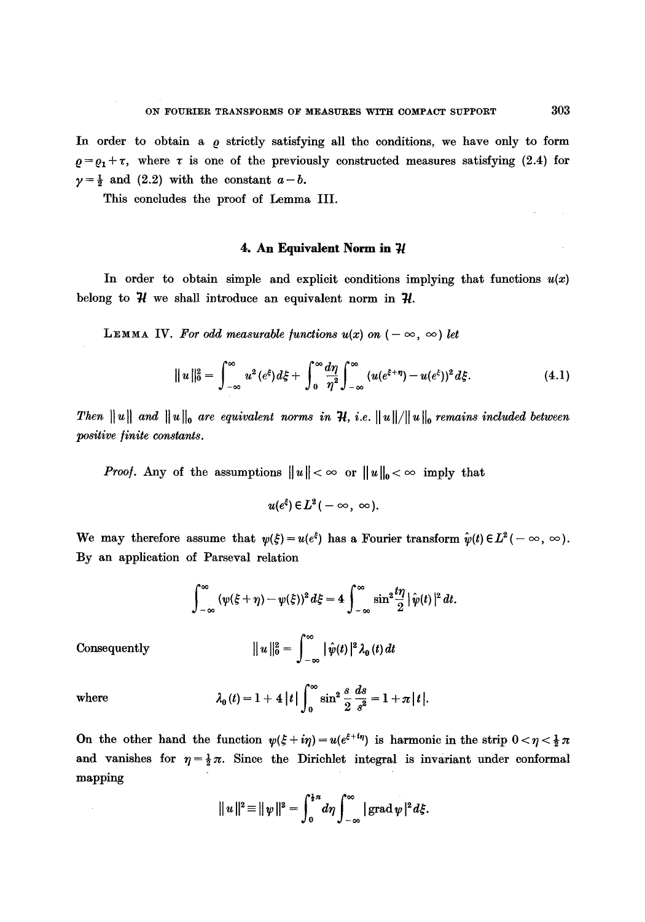In order to obtain a $\varrho$ strictly satisfying all the conditions, we have only to form $\varrho = \varrho_1 + \tau$, where $\tau$ is one of the previously constructed measures satisfying (2.4) for $\gamma = \frac{1}{2}$ and (2.2) with the constant $a - b$.

This concludes the proof of Lemma III.

## 4. An Equivalent Norm in $\mathcal{H}$

In order to obtain simple and explicit conditions implying that functions $u(x)$ belong to $\mathcal{H}$ we shall introduce an equivalent norm in $\mathcal{H}$.

**Lemma IV.** *For odd measurable functions $u(x)$ on $(-\infty, \infty)$ let*

$$\|u\|_0^2 = \int_{-\infty}^{\infty} u^2(e^\xi)\,d\xi + \int_0^\infty \frac{d\eta}{\eta^2} \int_{-\infty}^{\infty} (u(e^{\xi+\eta}) - u(e^\xi))^2\,d\xi. \tag{4.1}$$

*Then $\|u\|$ and $\|u\|_0$ are equivalent norms in $\mathcal{H}$, i.e. $\|u\|/\|u\|_0$ remains included between positive finite constants.*

*Proof.* Any of the assumptions $\|u\| < \infty$ or $\|u\|_0 < \infty$ imply that

$$u(e^\xi) \in L^2(-\infty, \infty).$$

We may therefore assume that $\psi(\xi) = u(e^\xi)$ has a Fourier transform $\hat{\psi}(t) \in L^2(-\infty, \infty)$. By an application of Parseval relation

$$\int_{-\infty}^{\infty} (\psi(\xi + \eta) - \psi(\xi))^2\,d\xi = 4 \int_{-\infty}^{\infty} \sin^2\frac{t\eta}{2}\,|\hat{\psi}(t)|^2\,dt.$$

Consequently

$$\|u\|_0^2 = \int_{-\infty}^{\infty} |\hat{\psi}(t)|^2 \lambda_0(t)\,dt$$

where

$$\lambda_0(t) = 1 + 4|t| \int_0^\infty \sin^2\frac{s}{2}\,\frac{ds}{s^2} = 1 + \pi|t|.$$

On the other hand the function $\psi(\xi + i\eta) = u(e^{\xi + i\eta})$ is harmonic in the strip $0 < \eta < \frac{1}{2}\pi$ and vanishes for $\eta = \frac{1}{2}\pi$. Since the Dirichlet integral is invariant under conformal mapping

$$\|u\|^2 \equiv \|\psi\|^2 = \int_0^{\frac{1}{2}\pi} d\eta \int_{-\infty}^{\infty} |\operatorname{grad} \psi|^2\,d\xi.$$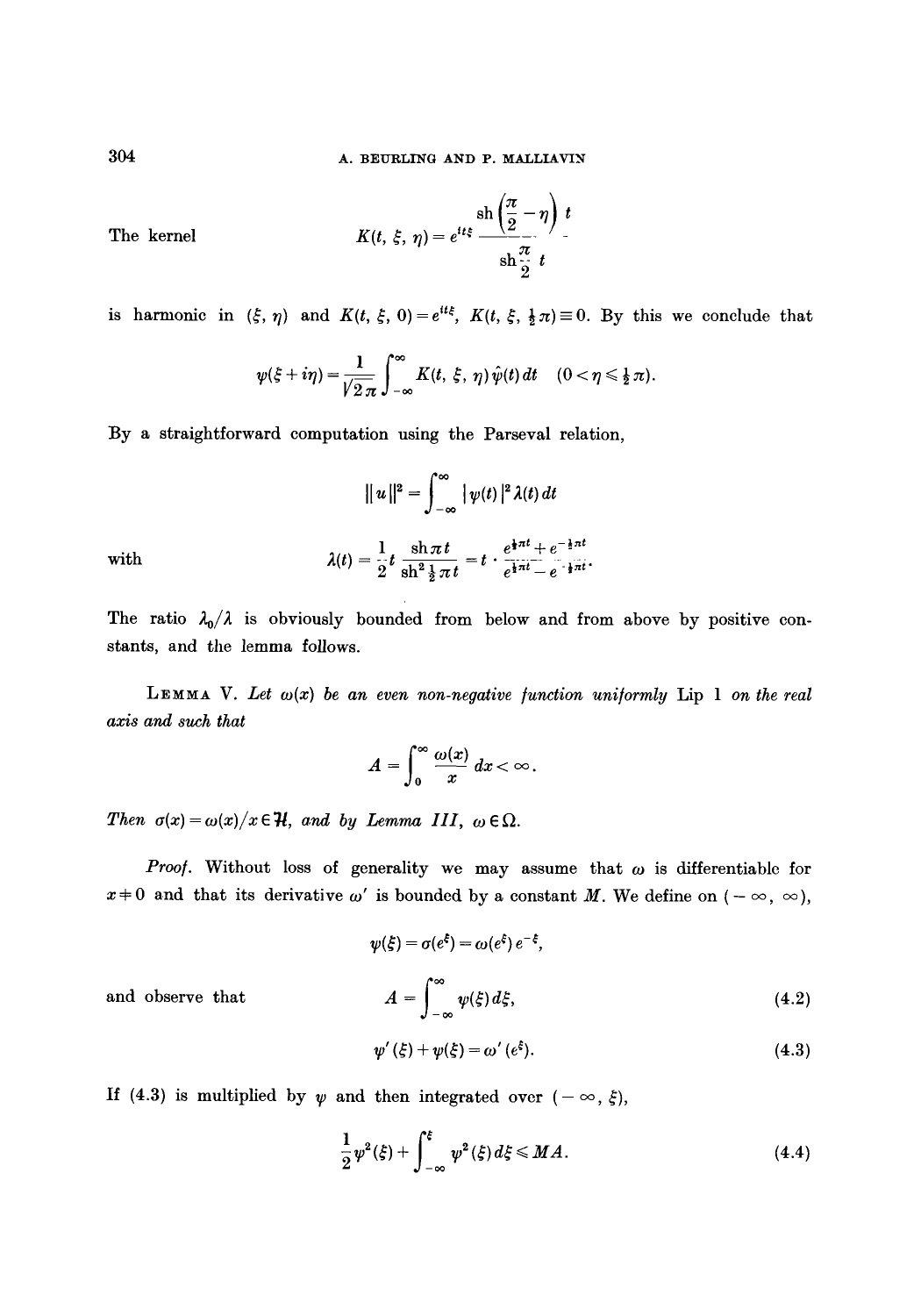The kernel

$$K(t, \xi, \eta) = e^{it\xi} \frac{\operatorname{sh}\left(\frac{\pi}{2} - \eta\right) t}{\operatorname{sh} \frac{\pi}{2} t}$$

is harmonic in $(\xi, \eta)$ and $K(t, \xi, 0) = e^{it\xi}$, $K(t, \xi, \frac{1}{2}\pi) \equiv 0$. By this we conclude that

$$\psi(\xi + i\eta) = \frac{1}{\sqrt{2\pi}} \int_{-\infty}^{\infty} K(t, \xi, \eta) \hat{\psi}(t) \, dt \quad (0 < \eta \leqslant \tfrac{1}{2}\pi).$$

By a straightforward computation using the Parseval relation,

$$\| u \|^2 = \int_{-\infty}^{\infty} |\psi(t)|^2 \lambda(t) \, dt$$

with

$$\lambda(t) = \frac{1}{2} t \frac{\operatorname{sh} \pi t}{\operatorname{sh}^2 \frac{1}{2}\pi t} = t \cdot \frac{e^{\frac{1}{2}\pi t} + e^{-\frac{1}{2}\pi t}}{e^{\frac{1}{2}\pi t} - e^{-\frac{1}{2}\pi t}}.$$

The ratio $\lambda_0/\lambda$ is obviously bounded from below and from above by positive constants, and the lemma follows.

**Lemma V.** *Let $\omega(x)$ be an even non-negative function uniformly* Lip 1 *on the real axis and such that*

$$A = \int_0^{\infty} \frac{\omega(x)}{x} \, dx < \infty.$$

*Then $\sigma(x) = \omega(x)/x \in \mathcal{H}$, and by Lemma III, $\omega \in \Omega$.*

*Proof.* Without loss of generality we may assume that $\omega$ is differentiable for $x \neq 0$ and that its derivative $\omega'$ is bounded by a constant $M$. We define on $(-\infty, \infty)$,

$$\psi(\xi) = \sigma(e^{\xi}) = \omega(e^{\xi}) e^{-\xi},$$

and observe that

$$A = \int_{-\infty}^{\infty} \psi(\xi) \, d\xi, \tag{4.2}$$

$$\psi'(\xi) + \psi(\xi) = \omega'(e^{\xi}). \tag{4.3}$$

If (4.3) is multiplied by $\psi$ and then integrated over $(-\infty, \xi)$,

$$\frac{1}{2}\psi^2(\xi) + \int_{-\infty}^{\xi} \psi^2(\xi) \, d\xi \leqslant MA. \tag{4.4}$$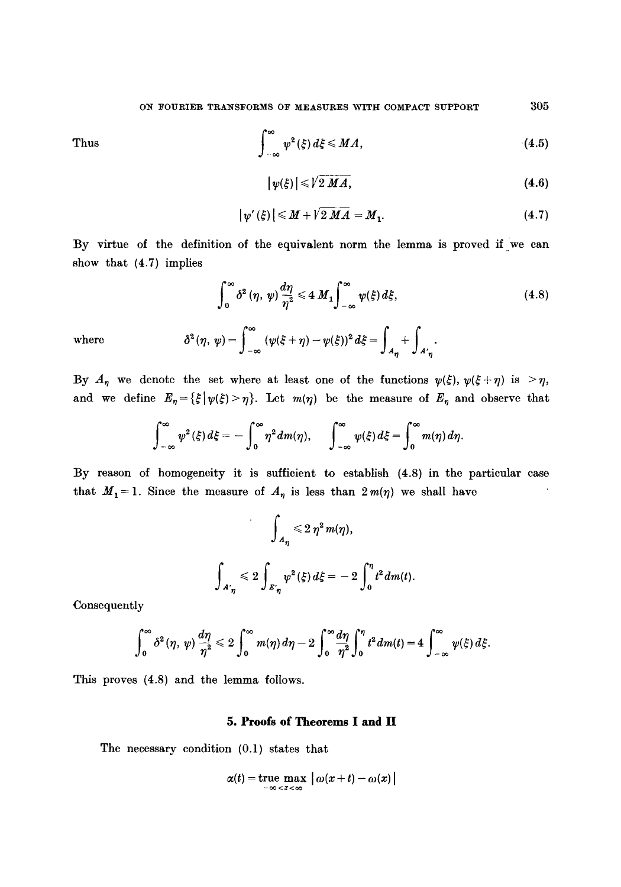Thus

$$\int_{-\infty}^{\infty} \psi^2(\xi)\, d\xi \leqslant MA, \tag{4.5}$$

$$|\psi(\xi)| \leqslant \sqrt{2\, MA}, \tag{4.6}$$

$$|\psi'(\xi)| \leqslant M + \sqrt{2\, MA} = M_1. \tag{4.7}$$

By virtue of the definition of the equivalent norm the lemma is proved if we can show that (4.7) implies

$$\int_0^{\infty} \delta^2(\eta, \psi) \frac{d\eta}{\eta^2} \leqslant 4\, M_1 \int_{-\infty}^{\infty} \psi(\xi)\, d\xi, \tag{4.8}$$

where $\delta^2(\eta, \psi) = \int_{-\infty}^{\infty} (\psi(\xi + \eta) - \psi(\xi))^2\, d\xi = \int_{A_\eta} + \int_{A'_\eta}$.

By $A_\eta$ we denote the set where at least one of the functions $\psi(\xi)$, $\psi(\xi + \eta)$ is $> \eta$, and we define $E_\eta = \{\xi \,|\, \psi(\xi) > \eta\}$. Let $m(\eta)$ be the measure of $E_\eta$ and observe that

$$\int_{-\infty}^{\infty} \psi^2(\xi)\, d\xi = -\int_0^{\infty} \eta^2\, dm(\eta), \quad \int_{-\infty}^{\infty} \psi(\xi)\, d\xi = \int_0^{\infty} m(\eta)\, d\eta.$$

By reason of homogeneity it is sufficient to establish (4.8) in the particular case that $M_1 = 1$. Since the measure of $A_\eta$ is less than $2\, m(\eta)$ we shall have

$$\int_{A_\eta} \leqslant 2\, \eta^2\, m(\eta),$$

$$\int_{A'_\eta} \leqslant 2 \int_{E'_\eta} \psi^2(\xi)\, d\xi = -2 \int_0^{\eta} t^2\, dm(t).$$

Consequently

$$\int_0^{\infty} \delta^2(\eta, \psi) \frac{d\eta}{\eta^2} \leqslant 2 \int_0^{\infty} m(\eta)\, d\eta - 2 \int_0^{\infty} \frac{d\eta}{\eta^2} \int_0^{\eta} t^2\, dm(t) = 4 \int_{-\infty}^{\infty} \psi(\xi)\, d\xi.$$

This proves (4.8) and the lemma follows.

## 5. Proofs of Theorems I and II

The necessary condition (0.1) states that

$$\alpha(t) = \underset{-\infty < x < \infty}{\text{true max}}\, |\omega(x + t) - \omega(x)|$$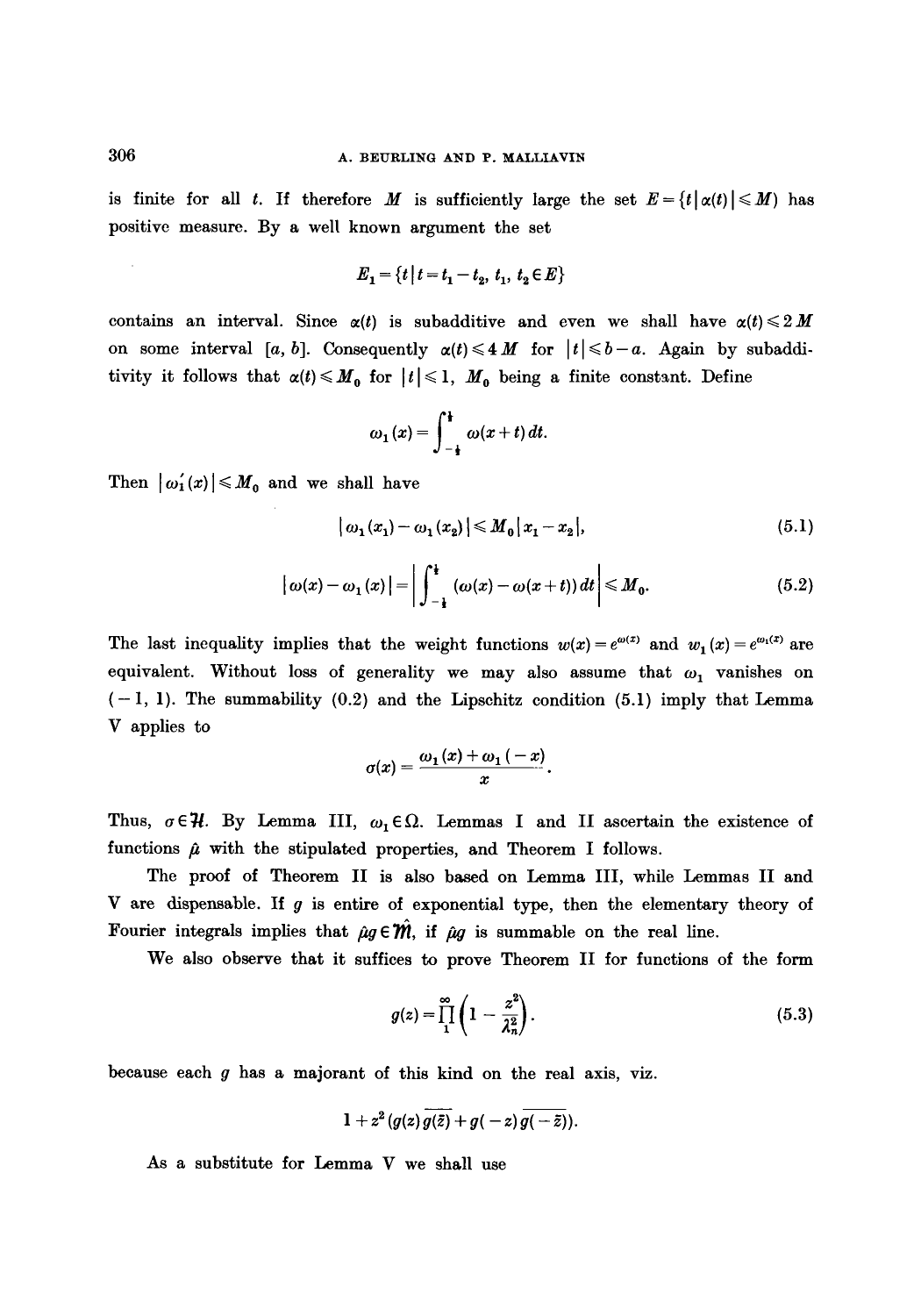is finite for all $t$. If therefore $M$ is sufficiently large the set $E = \{t \mid \alpha(t) \mid \leqslant M\}$ has positive measure. By a well known argument the set

$$E_1 = \{t \mid t = t_1 - t_2,\ t_1, t_2 \in E\}$$

contains an interval. Since $\alpha(t)$ is subadditive and even we shall have $\alpha(t) \leqslant 2M$ on some interval $[a, b]$. Consequently $\alpha(t) \leqslant 4M$ for $|t| \leqslant b - a$. Again by subadditivity it follows that $\alpha(t) \leqslant M_0$ for $|t| \leqslant 1$, $M_0$ being a finite constant. Define

$$\omega_1(x) = \int_{-\frac{1}{2}}^{\frac{1}{2}} \omega(x+t)\,dt.$$

Then $|\omega_1'(x)| \leqslant M_0$ and we shall have

$$|\omega_1(x_1) - \omega_1(x_2)| \leqslant M_0 |x_1 - x_2|, \tag{5.1}$$

$$|\omega(x) - \omega_1(x)| = \left| \int_{-\frac{1}{2}}^{\frac{1}{2}} (\omega(x) - \omega(x+t))\,dt \right| \leqslant M_0. \tag{5.2}$$

The last inequality implies that the weight functions $w(x) = e^{\omega(x)}$ and $w_1(x) = e^{\omega_1(x)}$ are equivalent. Without loss of generality we may also assume that $\omega_1$ vanishes on $(-1, 1)$. The summability (0.2) and the Lipschitz condition (5.1) imply that Lemma V applies to

$$\sigma(x) = \frac{\omega_1(x) + \omega_1(-x)}{x}.$$

Thus, $\sigma \in \mathcal{H}$. By Lemma III, $\omega_1 \in \Omega$. Lemmas I and II ascertain the existence of functions $\hat{\mu}$ with the stipulated properties, and Theorem I follows.

The proof of Theorem II is also based on Lemma III, while Lemmas II and V are dispensable. If $g$ is entire of exponential type, then the elementary theory of Fourier integrals implies that $\hat{\mu} g \in \hat{\mathfrak{M}}$, if $\hat{\mu} g$ is summable on the real line.

We also observe that it suffices to prove Theorem II for functions of the form

$$g(z) = \prod_1^\infty \left(1 - \frac{z^2}{\lambda_n^2}\right). \tag{5.3}$$

because each $g$ has a majorant of this kind on the real axis, viz.

$$1 + z^2 (g(z)\overline{g(\bar{z})} + g(-z)\overline{g(-\bar{z})}).$$

As a substitute for Lemma V we shall use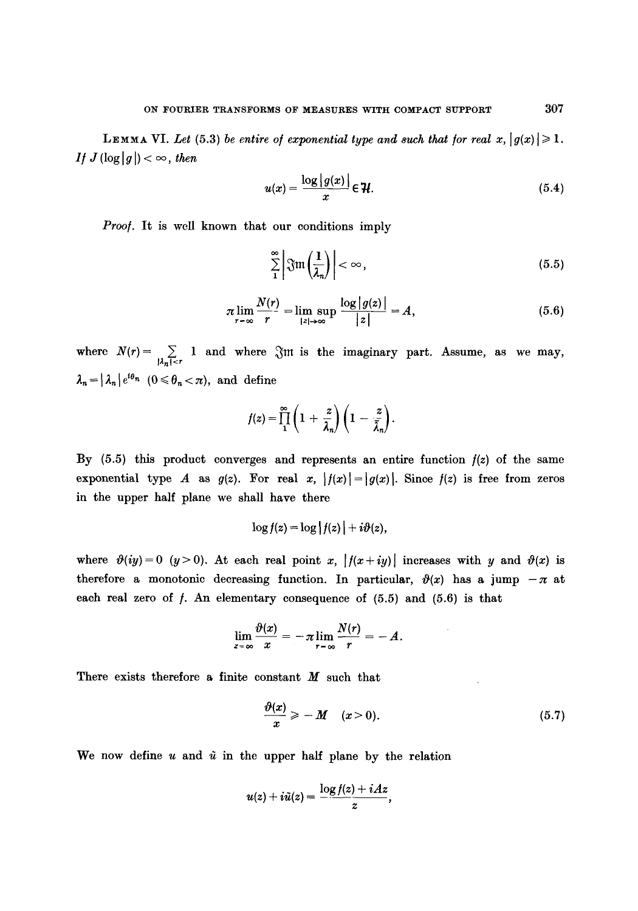**Lemma VI.** *Let (5.3) be entire of exponential type and such that for real $x$, $|g(x)| \geqslant 1$. If $J(\log|g|) < \infty$, then*

$$u(x) = \frac{\log|g(x)|}{x} \in \mathcal{H}. \tag{5.4}$$

*Proof.* It is well known that our conditions imply

$$\sum_1^\infty \left| \Im\mathrm{m}\left(\frac{1}{\lambda_n}\right) \right| < \infty, \tag{5.5}$$

$$\pi \lim_{r=\infty} \frac{N(r)}{r} = \limsup_{|z|\to\infty} \frac{\log|g(z)|}{|z|} = A, \tag{5.6}$$

where $N(r) = \sum_{|\lambda_n|<r} 1$ and where $\Im\mathrm{m}$ is the imaginary part. Assume, as we may, $\lambda_n = |\lambda_n| e^{i\theta_n}$ $(0 \leqslant \theta_n < \pi)$, and define

$$f(z) = \prod_1^\infty \left(1 + \frac{z}{\lambda_n}\right)\left(1 - \frac{z}{\bar{\lambda}_n}\right).$$

By (5.5) this product converges and represents an entire function $f(z)$ of the same exponential type $A$ as $g(z)$. For real $x$, $|f(x)| = |g(x)|$. Since $f(z)$ is free from zeros in the upper half plane we shall have there

$$\log f(z) = \log|f(z)| + i\vartheta(z),$$

where $\vartheta(iy) = 0$ $(y > 0)$. At each real point $x$, $|f(x+iy)|$ increases with $y$ and $\vartheta(x)$ is therefore a monotonic decreasing function. In particular, $\vartheta(x)$ has a jump $-\pi$ at each real zero of $f$. An elementary consequence of (5.5) and (5.6) is that

$$\lim_{x=\infty} \frac{\vartheta(x)}{x} = -\pi \lim_{r=\infty} \frac{N(r)}{r} = -A.$$

There exists therefore a finite constant $M$ such that

$$\frac{\vartheta(x)}{x} \geqslant -M \quad (x > 0). \tag{5.7}$$

We now define $u$ and $\tilde{u}$ in the upper half plane by the relation

$$u(z) + i\tilde{u}(z) = \frac{\log f(z) + iAz}{z},$$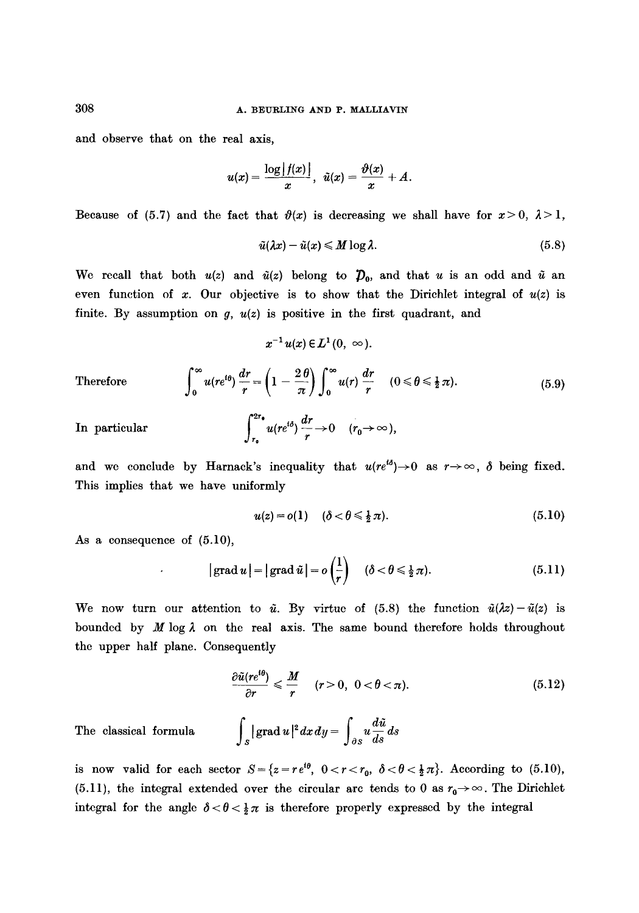and observe that on the real axis,

$$u(x) = \frac{\log|f(x)|}{x}, \quad \tilde{u}(x) = \frac{\vartheta(x)}{x} + A.$$

Because of (5.7) and the fact that $\vartheta(x)$ is decreasing we shall have for $x > 0$, $\lambda > 1$,

$$\tilde{u}(\lambda x) - \tilde{u}(x) \leqslant M \log \lambda. \tag{5.8}$$

We recall that both $u(z)$ and $\tilde{u}(z)$ belong to $\mathcal{D}_0$, and that $u$ is an odd and $\tilde{u}$ an even function of $x$. Our objective is to show that the Dirichlet integral of $u(z)$ is finite. By assumption on $g$, $u(z)$ is positive in the first quadrant, and

$$x^{-1} u(x) \in L^1(0, \infty).$$

Therefore

$$\int_0^\infty u(re^{i\theta}) \frac{dr}{r} = \left(1 - \frac{2\theta}{\pi}\right) \int_0^\infty u(r) \frac{dr}{r} \quad (0 \leqslant \theta \leqslant \tfrac{1}{2}\pi). \tag{5.9}$$

In particular

$$\int_{r_0}^{2r_0} u(re^{i\delta}) \frac{dr}{r} \to 0 \quad (r_0 \to \infty),$$

and we conclude by Harnack's inequality that $u(re^{i\delta}) \to 0$ as $r \to \infty$, $\delta$ being fixed. This implies that we have uniformly

$$u(z) = o(1) \quad (\delta < \theta \leqslant \tfrac{1}{2}\pi). \tag{5.10}$$

As a consequence of (5.10),

$$|\operatorname{grad} u| = |\operatorname{grad} \tilde{u}| = o\left(\frac{1}{r}\right) \quad (\delta < \theta \leqslant \tfrac{1}{2}\pi). \tag{5.11}$$

We now turn our attention to $\tilde{u}$. By virtue of (5.8) the function $\tilde{u}(\lambda z) - \tilde{u}(z)$ is bounded by $M \log \lambda$ on the real axis. The same bound therefore holds throughout the upper half plane. Consequently

$$\frac{\partial \tilde{u}(re^{i\theta})}{\partial r} \leqslant \frac{M}{r} \quad (r > 0, \ 0 < \theta < \pi). \tag{5.12}$$

The classical formula

$$\int_S |\operatorname{grad} u|^2 dx\, dy = \int_{\partial S} u \frac{d\tilde{u}}{ds} ds$$

is now valid for each sector $S = \{z = re^{i\theta}, \ 0 < r < r_0, \ \delta < \theta < \tfrac{1}{2}\pi\}$. According to (5.10), (5.11), the integral extended over the circular arc tends to 0 as $r_0 \to \infty$. The Dirichlet integral for the angle $\delta < \theta < \tfrac{1}{2}\pi$ is therefore properly expressed by the integral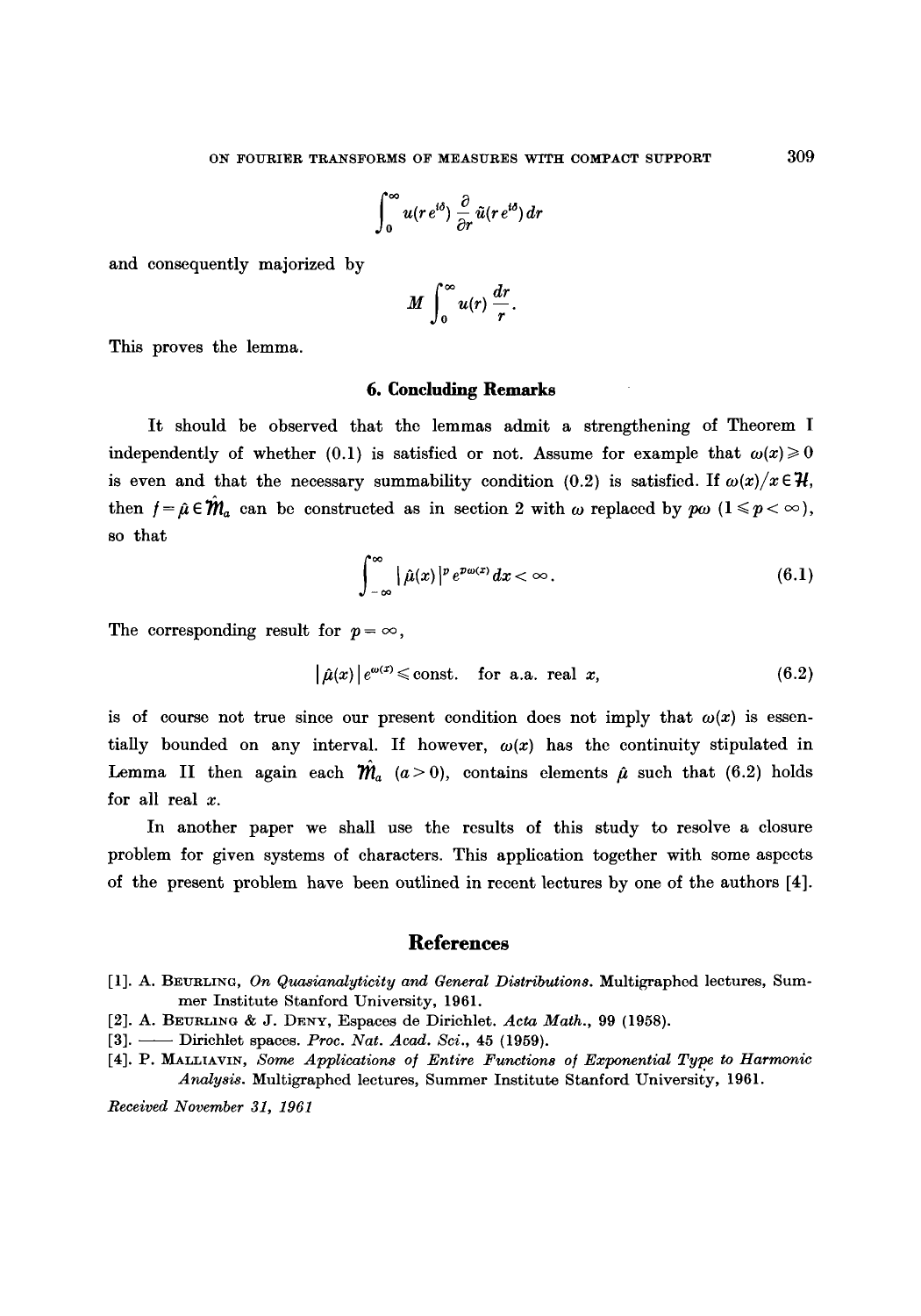$$\int_0^\infty u(r e^{i\delta}) \frac{\partial}{\partial r} \tilde{u}(r e^{i\delta})\, dr$$

and consequently majorized by

$$M \int_0^\infty u(r) \frac{dr}{r}.$$

This proves the lemma.

### 6. Concluding Remarks

It should be observed that the lemmas admit a strengthening of Theorem I independently of whether (0.1) is satisfied or not. Assume for example that $\omega(x) \geqslant 0$ is even and that the necessary summability condition (0.2) is satisfied. If $\omega(x)/x \in \mathcal{H}$, then $f = \hat{\mu} \in \hat{\mathcal{M}}_a$ can be constructed as in section 2 with $\omega$ replaced by $p\omega$ $(1 \leqslant p < \infty)$, so that

$$\int_{-\infty}^{\infty} |\hat{\mu}(x)|^p e^{p\omega(x)} dx < \infty. \tag{6.1}$$

The corresponding result for $p = \infty$,

$$|\hat{\mu}(x)| e^{\omega(x)} \leqslant \text{const.} \quad \text{for a.a. real } x, \tag{6.2}$$

is of course not true since our present condition does not imply that $\omega(x)$ is essentially bounded on any interval. If however, $\omega(x)$ has the continuity stipulated in Lemma II then again each $\hat{\mathcal{M}}_a$ $(a > 0)$, contains elements $\hat{\mu}$ such that (6.2) holds for all real $x$.

In another paper we shall use the results of this study to resolve a closure problem for given systems of characters. This application together with some aspects of the present problem have been outlined in recent lectures by one of the authors [4].

## References

[1]. A. Beurling, *On Quasianalyticity and General Distributions.* Multigraphed lectures, Summer Institute Stanford University, 1961.

[2]. A. Beurling & J. Deny, Espaces de Dirichlet. *Acta Math.*, 99 (1958).

[3]. —— Dirichlet spaces. *Proc. Nat. Acad. Sci.*, 45 (1959).

[4]. P. Malliavin, *Some Applications of Entire Functions of Exponential Type to Harmonic Analysis.* Multigraphed lectures, Summer Institute Stanford University, 1961.

*Received November 31, 1961*